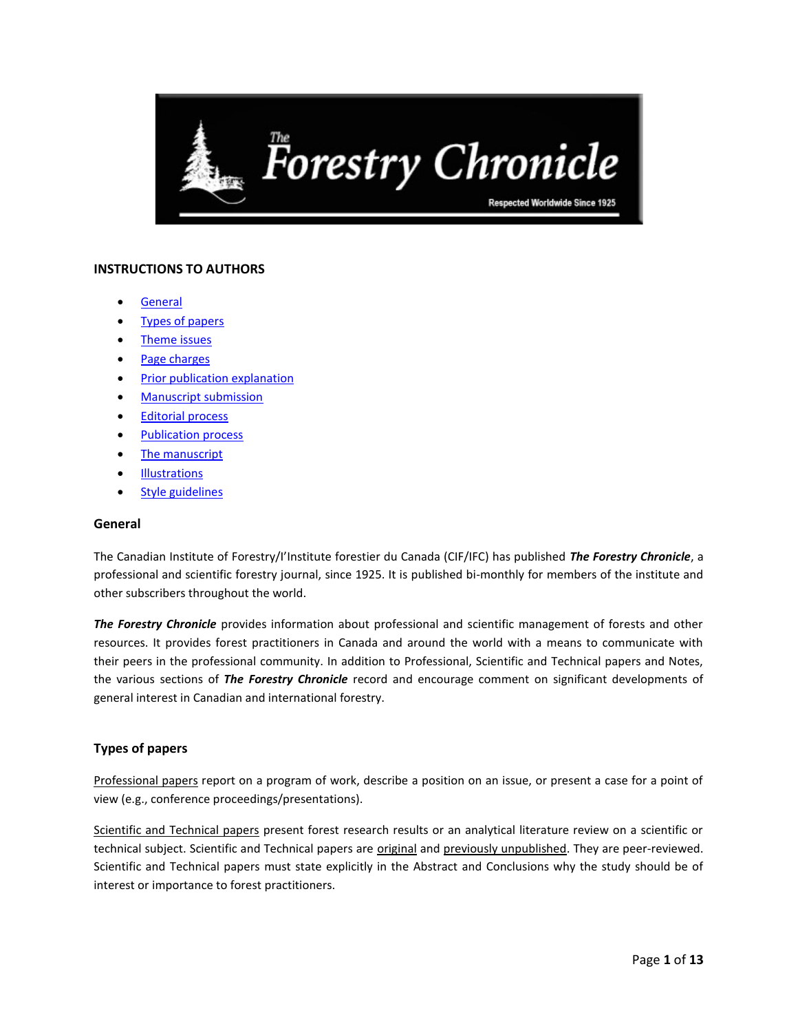## INSTRUCTIONS TO AUTHORS

- General
- Types of papers
- Theme issues
- Page charges
- Prior publication explanation
- Manuscript submission
- Editorial process
- Publication process
- The manuscript
- Illustrations
- Style guidelines

### General

The Canadian Institute of Forestry/l'Institute forestier du Canada (CIF/IFC) has published ***The Forestry Chronicle***, a professional and scientific forestry journal, since 1925. It is published bi-monthly for members of the institute and other subscribers throughout the world.

***The Forestry Chronicle*** provides information about professional and scientific management of forests and other resources. It provides forest practitioners in Canada and around the world with a means to communicate with their peers in the professional community. In addition to Professional, Scientific and Technical papers and Notes, the various sections of ***The Forestry Chronicle*** record and encourage comment on significant developments of general interest in Canadian and international forestry.

### Types of papers

Professional papers report on a program of work, describe a position on an issue, or present a case for a point of view (e.g., conference proceedings/presentations).

Scientific and Technical papers present forest research results or an analytical literature review on a scientific or technical subject. Scientific and Technical papers are original and previously unpublished. They are peer-reviewed. Scientific and Technical papers must state explicitly in the Abstract and Conclusions why the study should be of interest or importance to forest practitioners.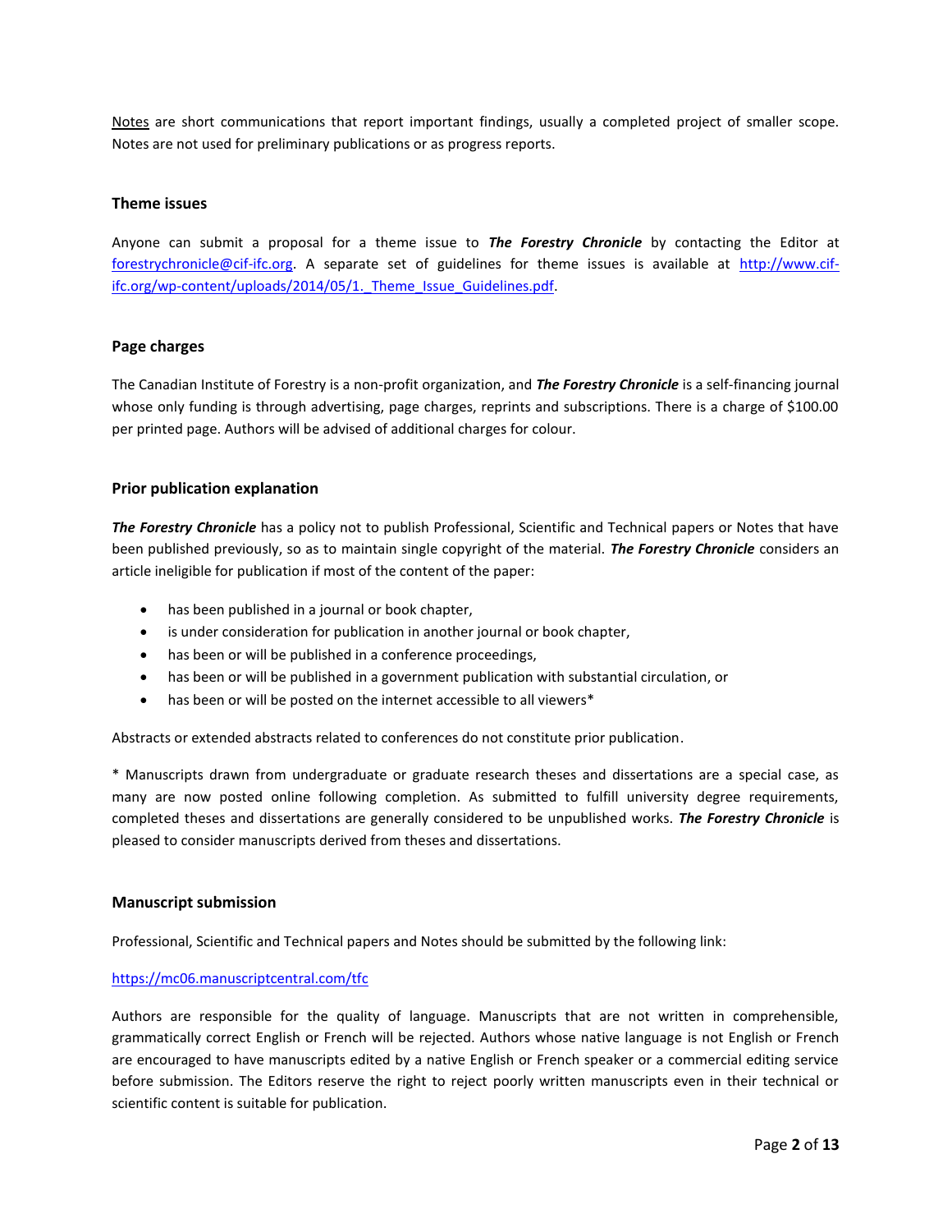Notes are short communications that report important findings, usually a completed project of smaller scope. Notes are not used for preliminary publications or as progress reports.

### Theme issues

Anyone can submit a proposal for a theme issue to ***The Forestry Chronicle*** by contacting the Editor at [forestrychronicle@cif-ifc.org](mailto:forestrychronicle@cif-ifc.org). A separate set of guidelines for theme issues is available at [http://www.cif-ifc.org/wp-content/uploads/2014/05/1._Theme_Issue_Guidelines.pdf](http://www.cif-ifc.org/wp-content/uploads/2014/05/1._Theme_Issue_Guidelines.pdf).

### Page charges

The Canadian Institute of Forestry is a non-profit organization, and ***The Forestry Chronicle*** is a self-financing journal whose only funding is through advertising, page charges, reprints and subscriptions. There is a charge of $100.00 per printed page. Authors will be advised of additional charges for colour.

### Prior publication explanation

***The Forestry Chronicle*** has a policy not to publish Professional, Scientific and Technical papers or Notes that have been published previously, so as to maintain single copyright of the material. ***The Forestry Chronicle*** considers an article ineligible for publication if most of the content of the paper:

- has been published in a journal or book chapter,
- is under consideration for publication in another journal or book chapter,
- has been or will be published in a conference proceedings,
- has been or will be published in a government publication with substantial circulation, or
- has been or will be posted on the internet accessible to all viewers*

Abstracts or extended abstracts related to conferences do not constitute prior publication.

* Manuscripts drawn from undergraduate or graduate research theses and dissertations are a special case, as many are now posted online following completion. As submitted to fulfill university degree requirements, completed theses and dissertations are generally considered to be unpublished works. ***The Forestry Chronicle*** is pleased to consider manuscripts derived from theses and dissertations.

### Manuscript submission

Professional, Scientific and Technical papers and Notes should be submitted by the following link:

[https://mc06.manuscriptcentral.com/tfc](https://mc06.manuscriptcentral.com/tfc)

Authors are responsible for the quality of language. Manuscripts that are not written in comprehensible, grammatically correct English or French will be rejected. Authors whose native language is not English or French are encouraged to have manuscripts edited by a native English or French speaker or a commercial editing service before submission. The Editors reserve the right to reject poorly written manuscripts even in their technical or scientific content is suitable for publication.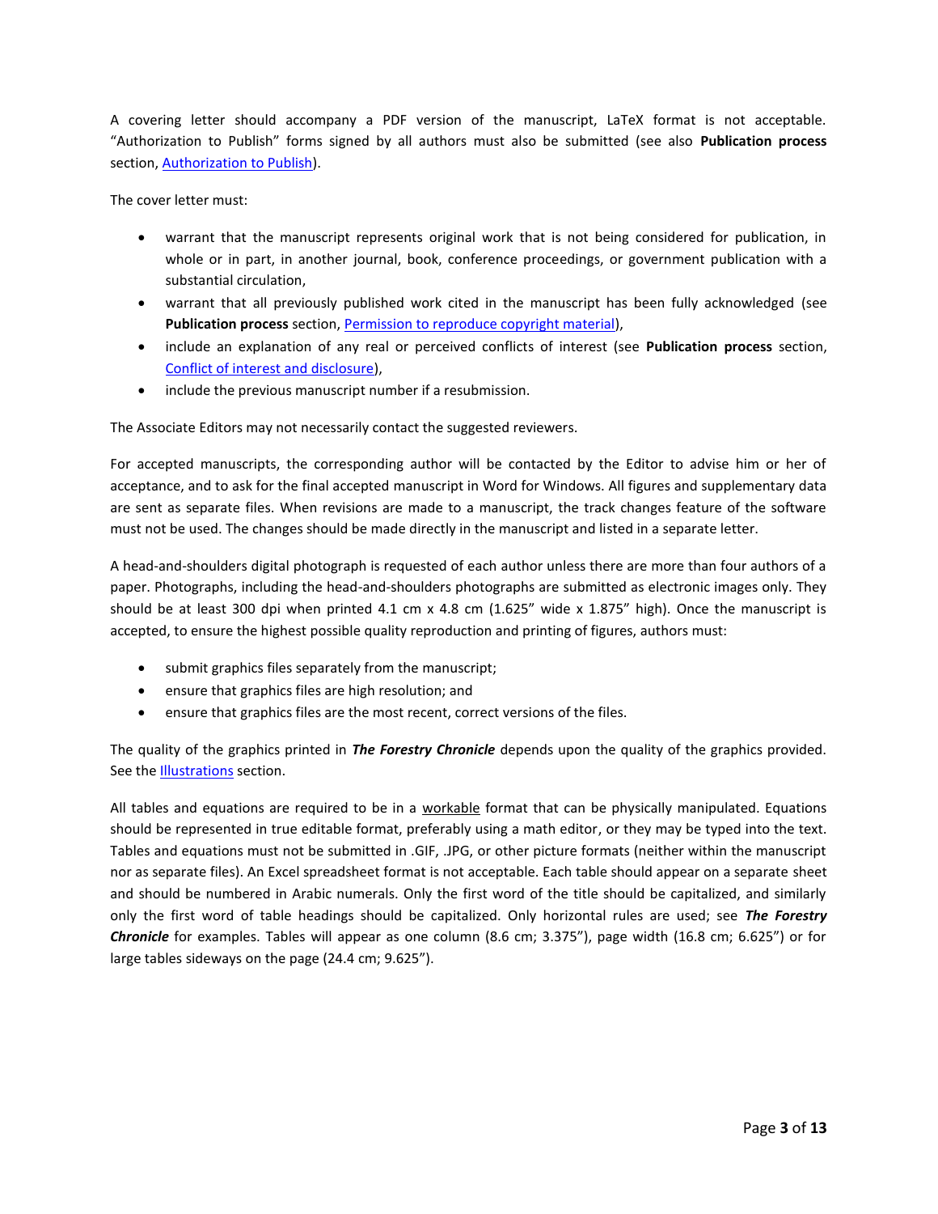A covering letter should accompany a PDF version of the manuscript, LaTeX format is not acceptable. "Authorization to Publish" forms signed by all authors must also be submitted (see also **Publication process** section, Authorization to Publish).

The cover letter must:

- warrant that the manuscript represents original work that is not being considered for publication, in whole or in part, in another journal, book, conference proceedings, or government publication with a substantial circulation,
- warrant that all previously published work cited in the manuscript has been fully acknowledged (see **Publication process** section, Permission to reproduce copyright material),
- include an explanation of any real or perceived conflicts of interest (see **Publication process** section, Conflict of interest and disclosure),
- include the previous manuscript number if a resubmission.

The Associate Editors may not necessarily contact the suggested reviewers.

For accepted manuscripts, the corresponding author will be contacted by the Editor to advise him or her of acceptance, and to ask for the final accepted manuscript in Word for Windows. All figures and supplementary data are sent as separate files. When revisions are made to a manuscript, the track changes feature of the software must not be used. The changes should be made directly in the manuscript and listed in a separate letter.

A head-and-shoulders digital photograph is requested of each author unless there are more than four authors of a paper. Photographs, including the head-and-shoulders photographs are submitted as electronic images only. They should be at least 300 dpi when printed 4.1 cm x 4.8 cm (1.625" wide x 1.875" high). Once the manuscript is accepted, to ensure the highest possible quality reproduction and printing of figures, authors must:

- submit graphics files separately from the manuscript;
- ensure that graphics files are high resolution; and
- ensure that graphics files are the most recent, correct versions of the files.

The quality of the graphics printed in ***The Forestry Chronicle*** depends upon the quality of the graphics provided. See the Illustrations section.

All tables and equations are required to be in a workable format that can be physically manipulated. Equations should be represented in true editable format, preferably using a math editor, or they may be typed into the text. Tables and equations must not be submitted in .GIF, .JPG, or other picture formats (neither within the manuscript nor as separate files). An Excel spreadsheet format is not acceptable. Each table should appear on a separate sheet and should be numbered in Arabic numerals. Only the first word of the title should be capitalized, and similarly only the first word of table headings should be capitalized. Only horizontal rules are used; see ***The Forestry Chronicle*** for examples. Tables will appear as one column (8.6 cm; 3.375"), page width (16.8 cm; 6.625") or for large tables sideways on the page (24.4 cm; 9.625").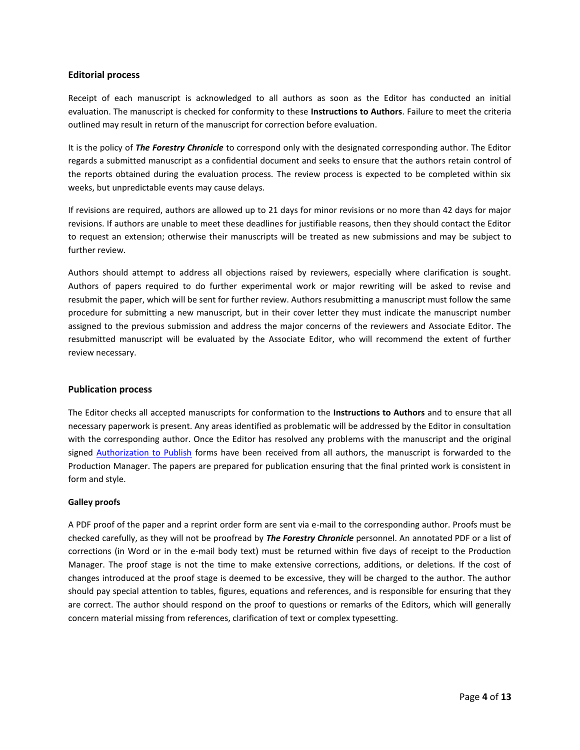## Editorial process

Receipt of each manuscript is acknowledged to all authors as soon as the Editor has conducted an initial evaluation. The manuscript is checked for conformity to these **Instructions to Authors**. Failure to meet the criteria outlined may result in return of the manuscript for correction before evaluation.

It is the policy of ***The Forestry Chronicle*** to correspond only with the designated corresponding author. The Editor regards a submitted manuscript as a confidential document and seeks to ensure that the authors retain control of the reports obtained during the evaluation process. The review process is expected to be completed within six weeks, but unpredictable events may cause delays.

If revisions are required, authors are allowed up to 21 days for minor revisions or no more than 42 days for major revisions. If authors are unable to meet these deadlines for justifiable reasons, then they should contact the Editor to request an extension; otherwise their manuscripts will be treated as new submissions and may be subject to further review.

Authors should attempt to address all objections raised by reviewers, especially where clarification is sought. Authors of papers required to do further experimental work or major rewriting will be asked to revise and resubmit the paper, which will be sent for further review. Authors resubmitting a manuscript must follow the same procedure for submitting a new manuscript, but in their cover letter they must indicate the manuscript number assigned to the previous submission and address the major concerns of the reviewers and Associate Editor. The resubmitted manuscript will be evaluated by the Associate Editor, who will recommend the extent of further review necessary.

## Publication process

The Editor checks all accepted manuscripts for conformation to the **Instructions to Authors** and to ensure that all necessary paperwork is present. Any areas identified as problematic will be addressed by the Editor in consultation with the corresponding author. Once the Editor has resolved any problems with the manuscript and the original signed Authorization to Publish forms have been received from all authors, the manuscript is forwarded to the Production Manager. The papers are prepared for publication ensuring that the final printed work is consistent in form and style.

### Galley proofs

A PDF proof of the paper and a reprint order form are sent via e-mail to the corresponding author. Proofs must be checked carefully, as they will not be proofread by ***The Forestry Chronicle*** personnel. An annotated PDF or a list of corrections (in Word or in the e-mail body text) must be returned within five days of receipt to the Production Manager. The proof stage is not the time to make extensive corrections, additions, or deletions. If the cost of changes introduced at the proof stage is deemed to be excessive, they will be charged to the author. The author should pay special attention to tables, figures, equations and references, and is responsible for ensuring that they are correct. The author should respond on the proof to questions or remarks of the Editors, which will generally concern material missing from references, clarification of text or complex typesetting.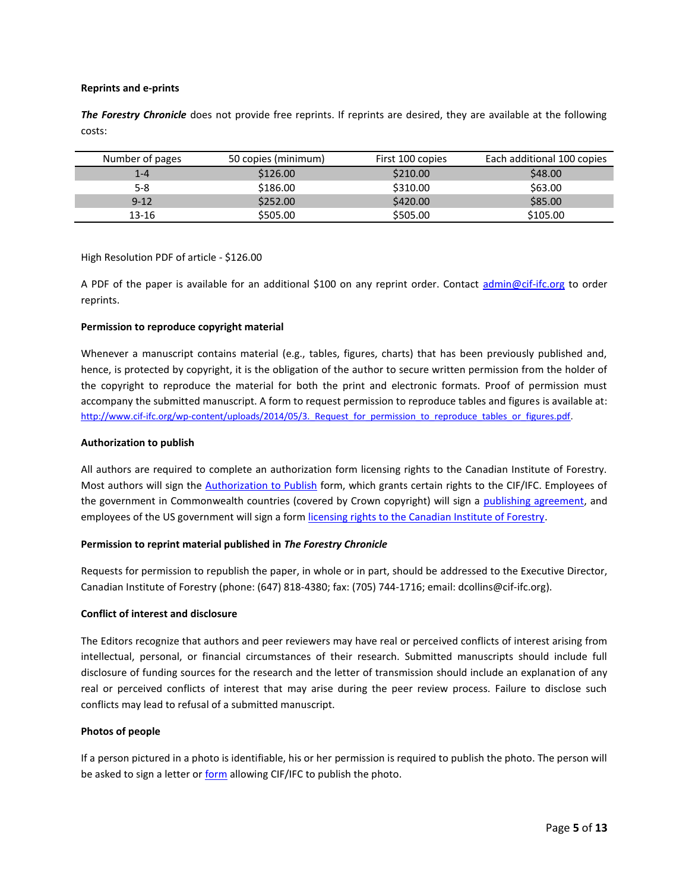**Reprints and e-prints**

***The Forestry Chronicle*** does not provide free reprints. If reprints are desired, they are available at the following costs:

| Number of pages | 50 copies (minimum) | First 100 copies | Each additional 100 copies |
|---|---|---|---|
| 1-4 | $126.00 | $210.00 | $48.00 |
| 5-8 | $186.00 | $310.00 | $63.00 |
| 9-12 | $252.00 | $420.00 | $85.00 |
| 13-16 | $505.00 | $505.00 | $105.00 |

High Resolution PDF of article - $126.00

A PDF of the paper is available for an additional $100 on any reprint order. Contact admin@cif-ifc.org to order reprints.

**Permission to reproduce copyright material**

Whenever a manuscript contains material (e.g., tables, figures, charts) that has been previously published and, hence, is protected by copyright, it is the obligation of the author to secure written permission from the holder of the copyright to reproduce the material for both the print and electronic formats. Proof of permission must accompany the submitted manuscript. A form to request permission to reproduce tables and figures is available at: http://www.cif-ifc.org/wp-content/uploads/2014/05/3._Request_for_permission_to_reproduce_tables_or_figures.pdf.

**Authorization to publish**

All authors are required to complete an authorization form licensing rights to the Canadian Institute of Forestry. Most authors will sign the Authorization to Publish form, which grants certain rights to the CIF/IFC. Employees of the government in Commonwealth countries (covered by Crown copyright) will sign a publishing agreement, and employees of the US government will sign a form licensing rights to the Canadian Institute of Forestry.

**Permission to reprint material published in *The Forestry Chronicle***

Requests for permission to republish the paper, in whole or in part, should be addressed to the Executive Director, Canadian Institute of Forestry (phone: (647) 818-4380; fax: (705) 744-1716; email: dcollins@cif-ifc.org).

**Conflict of interest and disclosure**

The Editors recognize that authors and peer reviewers may have real or perceived conflicts of interest arising from intellectual, personal, or financial circumstances of their research. Submitted manuscripts should include full disclosure of funding sources for the research and the letter of transmission should include an explanation of any real or perceived conflicts of interest that may arise during the peer review process. Failure to disclose such conflicts may lead to refusal of a submitted manuscript.

**Photos of people**

If a person pictured in a photo is identifiable, his or her permission is required to publish the photo. The person will be asked to sign a letter or form allowing CIF/IFC to publish the photo.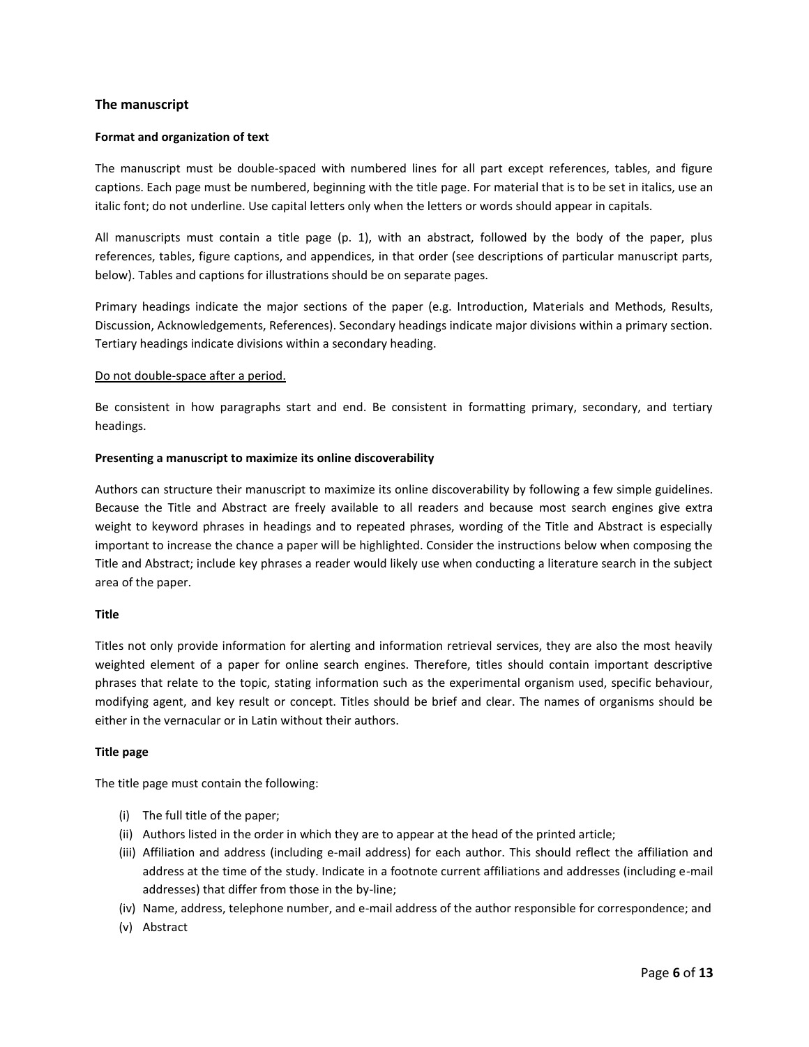## The manuscript

### Format and organization of text

The manuscript must be double-spaced with numbered lines for all part except references, tables, and figure captions. Each page must be numbered, beginning with the title page. For material that is to be set in italics, use an italic font; do not underline. Use capital letters only when the letters or words should appear in capitals.

All manuscripts must contain a title page (p. 1), with an abstract, followed by the body of the paper, plus references, tables, figure captions, and appendices, in that order (see descriptions of particular manuscript parts, below). Tables and captions for illustrations should be on separate pages.

Primary headings indicate the major sections of the paper (e.g. Introduction, Materials and Methods, Results, Discussion, Acknowledgements, References). Secondary headings indicate major divisions within a primary section. Tertiary headings indicate divisions within a secondary heading.

<u>Do not double-space after a period.</u>

Be consistent in how paragraphs start and end. Be consistent in formatting primary, secondary, and tertiary headings.

### Presenting a manuscript to maximize its online discoverability

Authors can structure their manuscript to maximize its online discoverability by following a few simple guidelines. Because the Title and Abstract are freely available to all readers and because most search engines give extra weight to keyword phrases in headings and to repeated phrases, wording of the Title and Abstract is especially important to increase the chance a paper will be highlighted. Consider the instructions below when composing the Title and Abstract; include key phrases a reader would likely use when conducting a literature search in the subject area of the paper.

### Title

Titles not only provide information for alerting and information retrieval services, they are also the most heavily weighted element of a paper for online search engines. Therefore, titles should contain important descriptive phrases that relate to the topic, stating information such as the experimental organism used, specific behaviour, modifying agent, and key result or concept. Titles should be brief and clear. The names of organisms should be either in the vernacular or in Latin without their authors.

### Title page

The title page must contain the following:

(i) The full title of the paper;
(ii) Authors listed in the order in which they are to appear at the head of the printed article;
(iii) Affiliation and address (including e-mail address) for each author. This should reflect the affiliation and address at the time of the study. Indicate in a footnote current affiliations and addresses (including e-mail addresses) that differ from those in the by-line;
(iv) Name, address, telephone number, and e-mail address of the author responsible for correspondence; and
(v) Abstract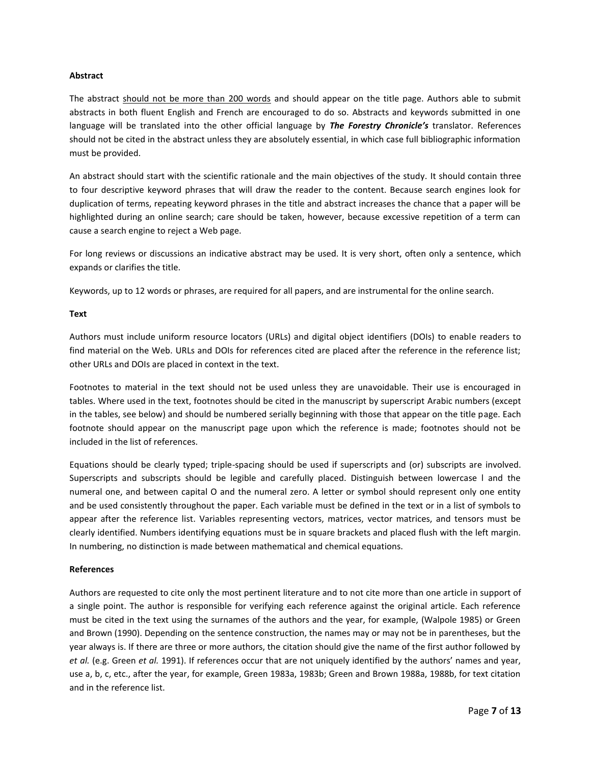**Abstract**

The abstract <u>should not be more than 200 words</u> and should appear on the title page. Authors able to submit abstracts in both fluent English and French are encouraged to do so. Abstracts and keywords submitted in one language will be translated into the other official language by ***The Forestry Chronicle's*** translator. References should not be cited in the abstract unless they are absolutely essential, in which case full bibliographic information must be provided.

An abstract should start with the scientific rationale and the main objectives of the study. It should contain three to four descriptive keyword phrases that will draw the reader to the content. Because search engines look for duplication of terms, repeating keyword phrases in the title and abstract increases the chance that a paper will be highlighted during an online search; care should be taken, however, because excessive repetition of a term can cause a search engine to reject a Web page.

For long reviews or discussions an indicative abstract may be used. It is very short, often only a sentence, which expands or clarifies the title.

Keywords, up to 12 words or phrases, are required for all papers, and are instrumental for the online search.

**Text**

Authors must include uniform resource locators (URLs) and digital object identifiers (DOIs) to enable readers to find material on the Web. URLs and DOIs for references cited are placed after the reference in the reference list; other URLs and DOIs are placed in context in the text.

Footnotes to material in the text should not be used unless they are unavoidable. Their use is encouraged in tables. Where used in the text, footnotes should be cited in the manuscript by superscript Arabic numbers (except in the tables, see below) and should be numbered serially beginning with those that appear on the title page. Each footnote should appear on the manuscript page upon which the reference is made; footnotes should not be included in the list of references.

Equations should be clearly typed; triple-spacing should be used if superscripts and (or) subscripts are involved. Superscripts and subscripts should be legible and carefully placed. Distinguish between lowercase l and the numeral one, and between capital O and the numeral zero. A letter or symbol should represent only one entity and be used consistently throughout the paper. Each variable must be defined in the text or in a list of symbols to appear after the reference list. Variables representing vectors, matrices, vector matrices, and tensors must be clearly identified. Numbers identifying equations must be in square brackets and placed flush with the left margin. In numbering, no distinction is made between mathematical and chemical equations.

**References**

Authors are requested to cite only the most pertinent literature and to not cite more than one article in support of a single point. The author is responsible for verifying each reference against the original article. Each reference must be cited in the text using the surnames of the authors and the year, for example, (Walpole 1985) or Green and Brown (1990). Depending on the sentence construction, the names may or may not be in parentheses, but the year always is. If there are three or more authors, the citation should give the name of the first author followed by *et al.* (e.g. Green *et al.* 1991). If references occur that are not uniquely identified by the authors' names and year, use a, b, c, etc., after the year, for example, Green 1983a, 1983b; Green and Brown 1988a, 1988b, for text citation and in the reference list.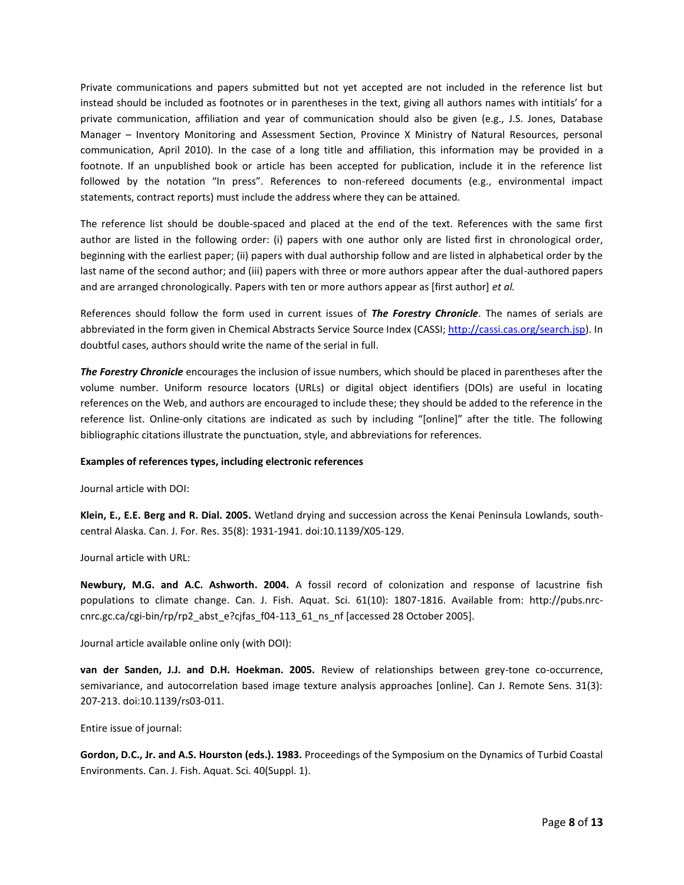Private communications and papers submitted but not yet accepted are not included in the reference list but instead should be included as footnotes or in parentheses in the text, giving all authors names with intitials' for a private communication, affiliation and year of communication should also be given (e.g., J.S. Jones, Database Manager – Inventory Monitoring and Assessment Section, Province X Ministry of Natural Resources, personal communication, April 2010). In the case of a long title and affiliation, this information may be provided in a footnote. If an unpublished book or article has been accepted for publication, include it in the reference list followed by the notation "In press". References to non-refereed documents (e.g., environmental impact statements, contract reports) must include the address where they can be attained.

The reference list should be double-spaced and placed at the end of the text. References with the same first author are listed in the following order: (i) papers with one author only are listed first in chronological order, beginning with the earliest paper; (ii) papers with dual authorship follow and are listed in alphabetical order by the last name of the second author; and (iii) papers with three or more authors appear after the dual-authored papers and are arranged chronologically. Papers with ten or more authors appear as [first author] *et al.*

References should follow the form used in current issues of ***The Forestry Chronicle***. The names of serials are abbreviated in the form given in Chemical Abstracts Service Source Index (CASSI; http://cassi.cas.org/search.jsp). In doubtful cases, authors should write the name of the serial in full.

***The Forestry Chronicle*** encourages the inclusion of issue numbers, which should be placed in parentheses after the volume number. Uniform resource locators (URLs) or digital object identifiers (DOIs) are useful in locating references on the Web, and authors are encouraged to include these; they should be added to the reference in the reference list. Online-only citations are indicated as such by including "[online]" after the title. The following bibliographic citations illustrate the punctuation, style, and abbreviations for references.

**Examples of references types, including electronic references**

Journal article with DOI:

**Klein, E., E.E. Berg and R. Dial. 2005.** Wetland drying and succession across the Kenai Peninsula Lowlands, south-central Alaska. Can. J. For. Res. 35(8): 1931-1941. doi:10.1139/X05-129.

Journal article with URL:

**Newbury, M.G. and A.C. Ashworth. 2004.** A fossil record of colonization and response of lacustrine fish populations to climate change. Can. J. Fish. Aquat. Sci. 61(10): 1807-1816. Available from: http://pubs.nrc-cnrc.gc.ca/cgi-bin/rp/rp2_abst_e?cjfas_f04-113_61_ns_nf [accessed 28 October 2005].

Journal article available online only (with DOI):

**van der Sanden, J.J. and D.H. Hoekman. 2005.** Review of relationships between grey-tone co-occurrence, semivariance, and autocorrelation based image texture analysis approaches [online]. Can J. Remote Sens. 31(3): 207-213. doi:10.1139/rs03-011.

Entire issue of journal:

**Gordon, D.C., Jr. and A.S. Hourston (eds.). 1983.** Proceedings of the Symposium on the Dynamics of Turbid Coastal Environments. Can. J. Fish. Aquat. Sci. 40(Suppl. 1).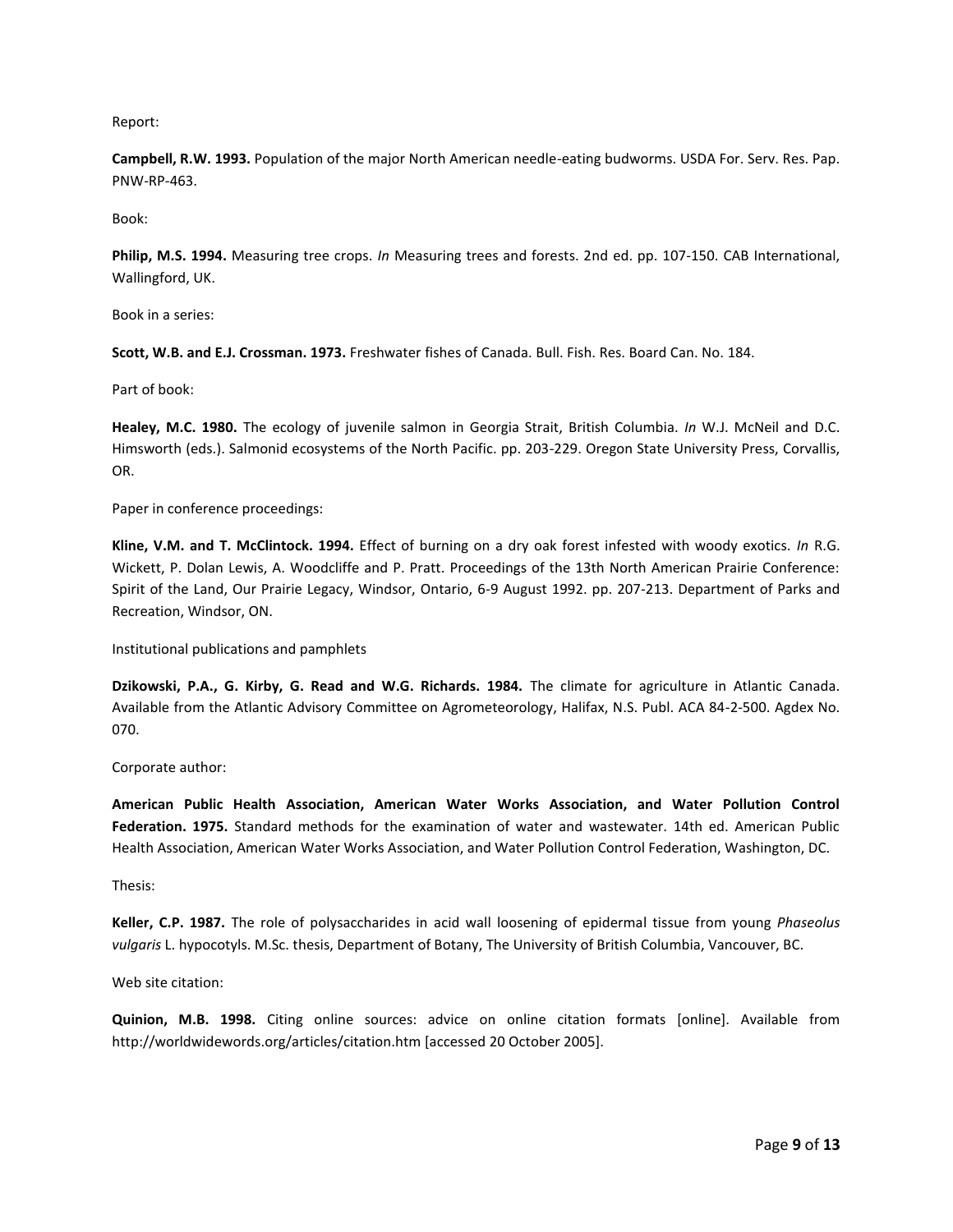Report:

**Campbell, R.W. 1993.** Population of the major North American needle-eating budworms. USDA For. Serv. Res. Pap. PNW-RP-463.

Book:

**Philip, M.S. 1994.** Measuring tree crops. *In* Measuring trees and forests. 2nd ed. pp. 107-150. CAB International, Wallingford, UK.

Book in a series:

**Scott, W.B. and E.J. Crossman. 1973.** Freshwater fishes of Canada. Bull. Fish. Res. Board Can. No. 184.

Part of book:

**Healey, M.C. 1980.** The ecology of juvenile salmon in Georgia Strait, British Columbia. *In* W.J. McNeil and D.C. Himsworth (eds.). Salmonid ecosystems of the North Pacific. pp. 203-229. Oregon State University Press, Corvallis, OR.

Paper in conference proceedings:

**Kline, V.M. and T. McClintock. 1994.** Effect of burning on a dry oak forest infested with woody exotics. *In* R.G. Wickett, P. Dolan Lewis, A. Woodcliffe and P. Pratt. Proceedings of the 13th North American Prairie Conference: Spirit of the Land, Our Prairie Legacy, Windsor, Ontario, 6-9 August 1992. pp. 207-213. Department of Parks and Recreation, Windsor, ON.

Institutional publications and pamphlets

**Dzikowski, P.A., G. Kirby, G. Read and W.G. Richards. 1984.** The climate for agriculture in Atlantic Canada. Available from the Atlantic Advisory Committee on Agrometeorology, Halifax, N.S. Publ. ACA 84-2-500. Agdex No. 070.

Corporate author:

**American Public Health Association, American Water Works Association, and Water Pollution Control Federation. 1975.** Standard methods for the examination of water and wastewater. 14th ed. American Public Health Association, American Water Works Association, and Water Pollution Control Federation, Washington, DC.

Thesis:

**Keller, C.P. 1987.** The role of polysaccharides in acid wall loosening of epidermal tissue from young *Phaseolus vulgaris* L. hypocotyls. M.Sc. thesis, Department of Botany, The University of British Columbia, Vancouver, BC.

Web site citation:

**Quinion, M.B. 1998.** Citing online sources: advice on online citation formats [online]. Available from http://worldwidewords.org/articles/citation.htm [accessed 20 October 2005].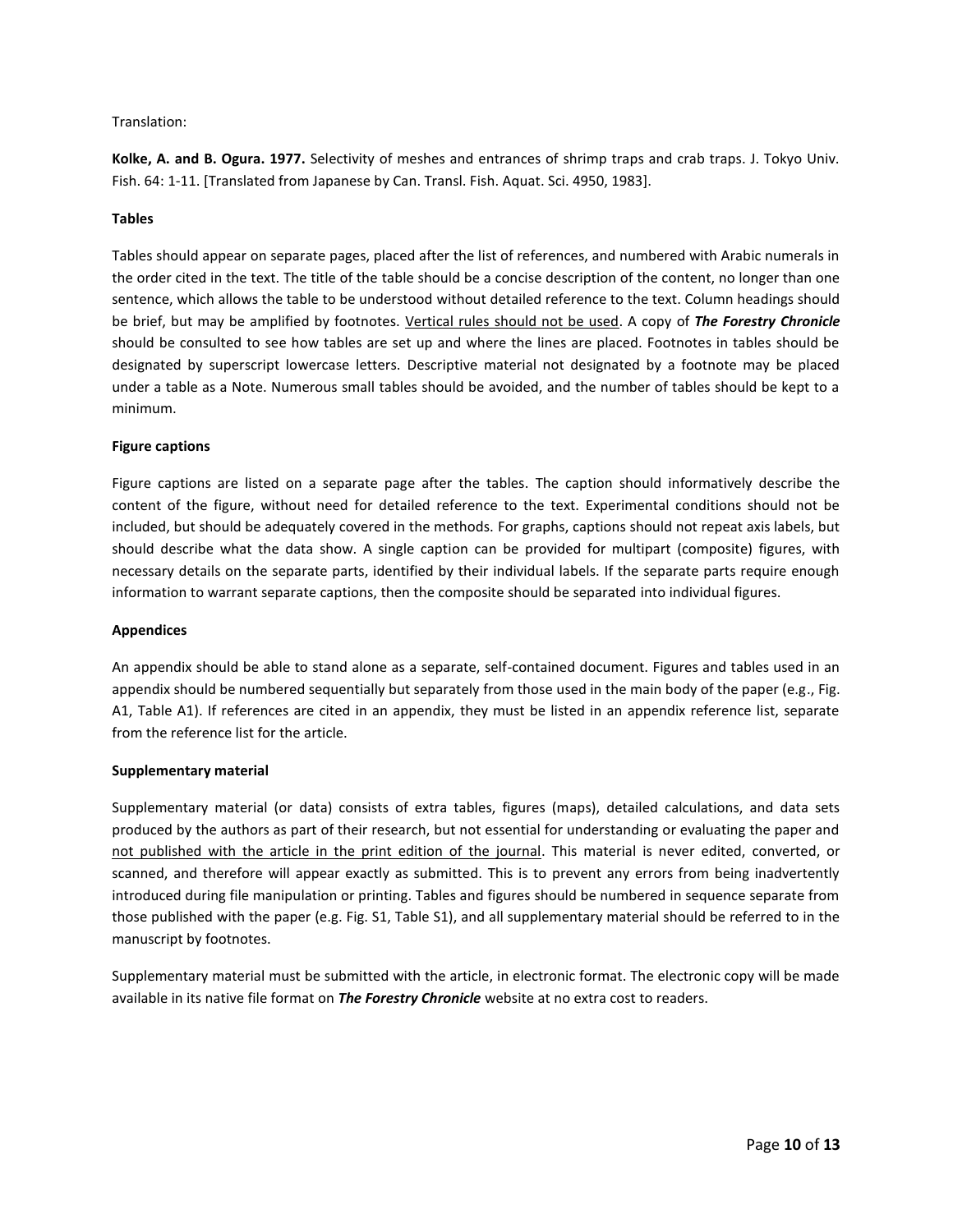Translation:

**Kolke, A. and B. Ogura. 1977.** Selectivity of meshes and entrances of shrimp traps and crab traps. J. Tokyo Univ. Fish. 64: 1-11. [Translated from Japanese by Can. Transl. Fish. Aquat. Sci. 4950, 1983].

**Tables**

Tables should appear on separate pages, placed after the list of references, and numbered with Arabic numerals in the order cited in the text. The title of the table should be a concise description of the content, no longer than one sentence, which allows the table to be understood without detailed reference to the text. Column headings should be brief, but may be amplified by footnotes. <u>Vertical rules should not be used</u>. A copy of ***The Forestry Chronicle*** should be consulted to see how tables are set up and where the lines are placed. Footnotes in tables should be designated by superscript lowercase letters. Descriptive material not designated by a footnote may be placed under a table as a Note. Numerous small tables should be avoided, and the number of tables should be kept to a minimum.

**Figure captions**

Figure captions are listed on a separate page after the tables. The caption should informatively describe the content of the figure, without need for detailed reference to the text. Experimental conditions should not be included, but should be adequately covered in the methods. For graphs, captions should not repeat axis labels, but should describe what the data show. A single caption can be provided for multipart (composite) figures, with necessary details on the separate parts, identified by their individual labels. If the separate parts require enough information to warrant separate captions, then the composite should be separated into individual figures.

**Appendices**

An appendix should be able to stand alone as a separate, self-contained document. Figures and tables used in an appendix should be numbered sequentially but separately from those used in the main body of the paper (e.g., Fig. A1, Table A1). If references are cited in an appendix, they must be listed in an appendix reference list, separate from the reference list for the article.

**Supplementary material**

Supplementary material (or data) consists of extra tables, figures (maps), detailed calculations, and data sets produced by the authors as part of their research, but not essential for understanding or evaluating the paper and <u>not published with the article in the print edition of the journal</u>. This material is never edited, converted, or scanned, and therefore will appear exactly as submitted. This is to prevent any errors from being inadvertently introduced during file manipulation or printing. Tables and figures should be numbered in sequence separate from those published with the paper (e.g. Fig. S1, Table S1), and all supplementary material should be referred to in the manuscript by footnotes.

Supplementary material must be submitted with the article, in electronic format. The electronic copy will be made available in its native file format on ***The Forestry Chronicle*** website at no extra cost to readers.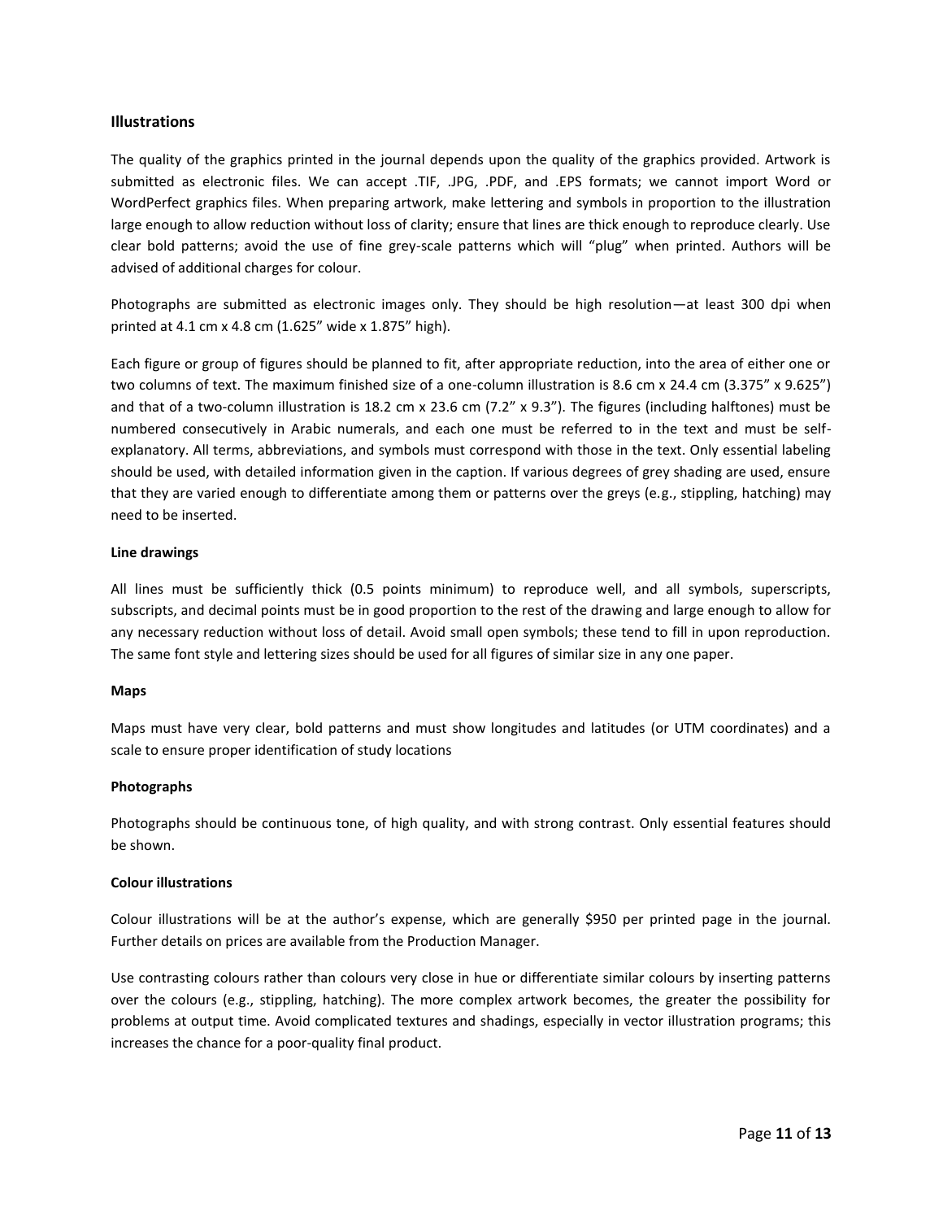## Illustrations

The quality of the graphics printed in the journal depends upon the quality of the graphics provided. Artwork is submitted as electronic files. We can accept .TIF, .JPG, .PDF, and .EPS formats; we cannot import Word or WordPerfect graphics files. When preparing artwork, make lettering and symbols in proportion to the illustration large enough to allow reduction without loss of clarity; ensure that lines are thick enough to reproduce clearly. Use clear bold patterns; avoid the use of fine grey-scale patterns which will "plug" when printed. Authors will be advised of additional charges for colour.

Photographs are submitted as electronic images only. They should be high resolution—at least 300 dpi when printed at 4.1 cm x 4.8 cm (1.625" wide x 1.875" high).

Each figure or group of figures should be planned to fit, after appropriate reduction, into the area of either one or two columns of text. The maximum finished size of a one-column illustration is 8.6 cm x 24.4 cm (3.375" x 9.625") and that of a two-column illustration is 18.2 cm x 23.6 cm (7.2" x 9.3"). The figures (including halftones) must be numbered consecutively in Arabic numerals, and each one must be referred to in the text and must be self-explanatory. All terms, abbreviations, and symbols must correspond with those in the text. Only essential labeling should be used, with detailed information given in the caption. If various degrees of grey shading are used, ensure that they are varied enough to differentiate among them or patterns over the greys (e.g., stippling, hatching) may need to be inserted.

#### Line drawings

All lines must be sufficiently thick (0.5 points minimum) to reproduce well, and all symbols, superscripts, subscripts, and decimal points must be in good proportion to the rest of the drawing and large enough to allow for any necessary reduction without loss of detail. Avoid small open symbols; these tend to fill in upon reproduction. The same font style and lettering sizes should be used for all figures of similar size in any one paper.

#### Maps

Maps must have very clear, bold patterns and must show longitudes and latitudes (or UTM coordinates) and a scale to ensure proper identification of study locations

#### Photographs

Photographs should be continuous tone, of high quality, and with strong contrast. Only essential features should be shown.

#### Colour illustrations

Colour illustrations will be at the author's expense, which are generally $950 per printed page in the journal. Further details on prices are available from the Production Manager.

Use contrasting colours rather than colours very close in hue or differentiate similar colours by inserting patterns over the colours (e.g., stippling, hatching). The more complex artwork becomes, the greater the possibility for problems at output time. Avoid complicated textures and shadings, especially in vector illustration programs; this increases the chance for a poor-quality final product.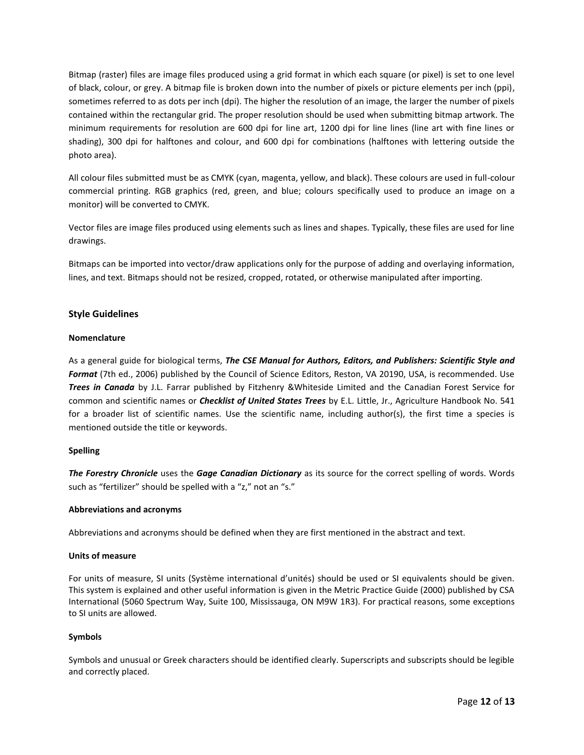Bitmap (raster) files are image files produced using a grid format in which each square (or pixel) is set to one level of black, colour, or grey. A bitmap file is broken down into the number of pixels or picture elements per inch (ppi), sometimes referred to as dots per inch (dpi). The higher the resolution of an image, the larger the number of pixels contained within the rectangular grid. The proper resolution should be used when submitting bitmap artwork. The minimum requirements for resolution are 600 dpi for line art, 1200 dpi for line lines (line art with fine lines or shading), 300 dpi for halftones and colour, and 600 dpi for combinations (halftones with lettering outside the photo area).

All colour files submitted must be as CMYK (cyan, magenta, yellow, and black). These colours are used in full-colour commercial printing. RGB graphics (red, green, and blue; colours specifically used to produce an image on a monitor) will be converted to CMYK.

Vector files are image files produced using elements such as lines and shapes. Typically, these files are used for line drawings.

Bitmaps can be imported into vector/draw applications only for the purpose of adding and overlaying information, lines, and text. Bitmaps should not be resized, cropped, rotated, or otherwise manipulated after importing.

## Style Guidelines

### Nomenclature

As a general guide for biological terms, ***The CSE Manual for Authors, Editors, and Publishers: Scientific Style and Format*** (7th ed., 2006) published by the Council of Science Editors, Reston, VA 20190, USA, is recommended. Use ***Trees in Canada*** by J.L. Farrar published by Fitzhenry &Whiteside Limited and the Canadian Forest Service for common and scientific names or ***Checklist of United States Trees*** by E.L. Little, Jr., Agriculture Handbook No. 541 for a broader list of scientific names. Use the scientific name, including author(s), the first time a species is mentioned outside the title or keywords.

### Spelling

***The Forestry Chronicle*** uses the ***Gage Canadian Dictionary*** as its source for the correct spelling of words. Words such as "fertilizer" should be spelled with a "z," not an "s."

### Abbreviations and acronyms

Abbreviations and acronyms should be defined when they are first mentioned in the abstract and text.

### Units of measure

For units of measure, SI units (Système international d'unités) should be used or SI equivalents should be given. This system is explained and other useful information is given in the Metric Practice Guide (2000) published by CSA International (5060 Spectrum Way, Suite 100, Mississauga, ON M9W 1R3). For practical reasons, some exceptions to SI units are allowed.

### Symbols

Symbols and unusual or Greek characters should be identified clearly. Superscripts and subscripts should be legible and correctly placed.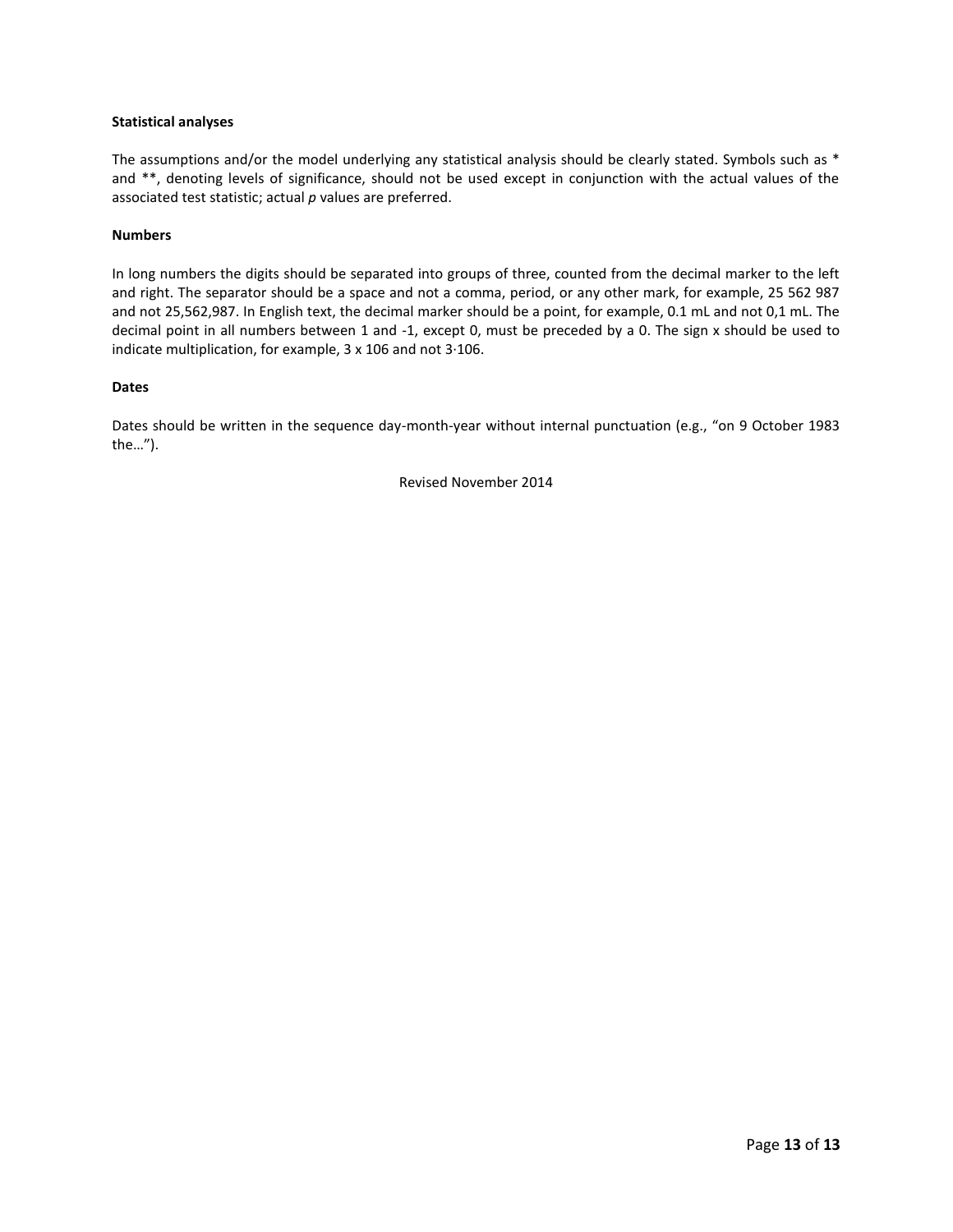**Statistical analyses**

The assumptions and/or the model underlying any statistical analysis should be clearly stated. Symbols such as * and **, denoting levels of significance, should not be used except in conjunction with the actual values of the associated test statistic; actual *p* values are preferred.

**Numbers**

In long numbers the digits should be separated into groups of three, counted from the decimal marker to the left and right. The separator should be a space and not a comma, period, or any other mark, for example, 25 562 987 and not 25,562,987. In English text, the decimal marker should be a point, for example, 0.1 mL and not 0,1 mL. The decimal point in all numbers between 1 and -1, except 0, must be preceded by a 0. The sign x should be used to indicate multiplication, for example, 3 x 106 and not 3·106.

**Dates**

Dates should be written in the sequence day-month-year without internal punctuation (e.g., "on 9 October 1983 the…").

Revised November 2014